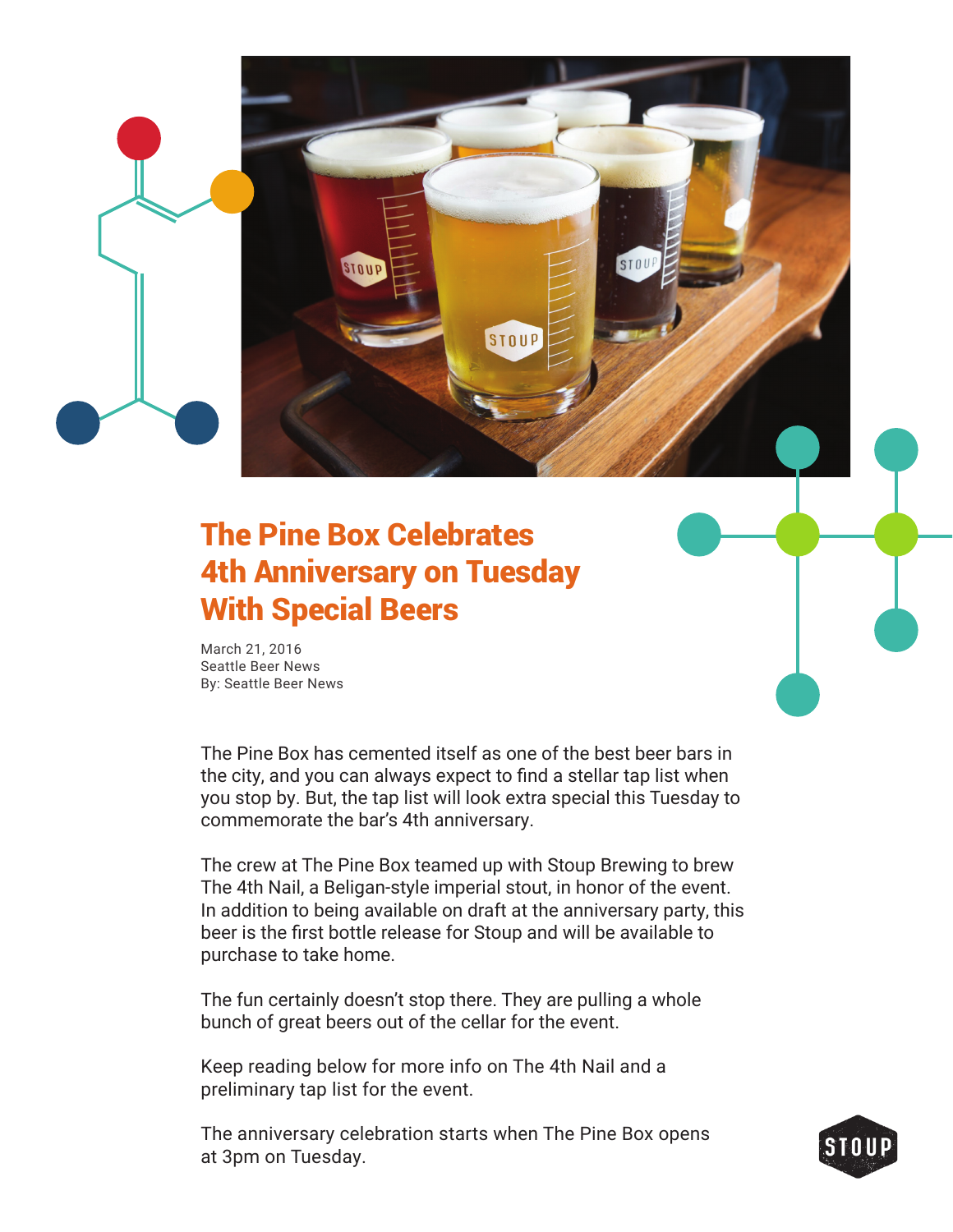# The Pine Box Celebrates 4th Anniversary on Tuesday With Special Beers

March 21, 2016
Seattle Beer News
By: Seattle Beer News

The Pine Box has cemented itself as one of the best beer bars in the city, and you can always expect to find a stellar tap list when you stop by. But, the tap list will look extra special this Tuesday to commemorate the bar's 4th anniversary.

The crew at The Pine Box teamed up with Stoup Brewing to brew The 4th Nail, a Beligan-style imperial stout, in honor of the event. In addition to being available on draft at the anniversary party, this beer is the first bottle release for Stoup and will be available to purchase to take home.

The fun certainly doesn't stop there. They are pulling a whole bunch of great beers out of the cellar for the event.

Keep reading below for more info on The 4th Nail and a preliminary tap list for the event.

The anniversary celebration starts when The Pine Box opens at 3pm on Tuesday.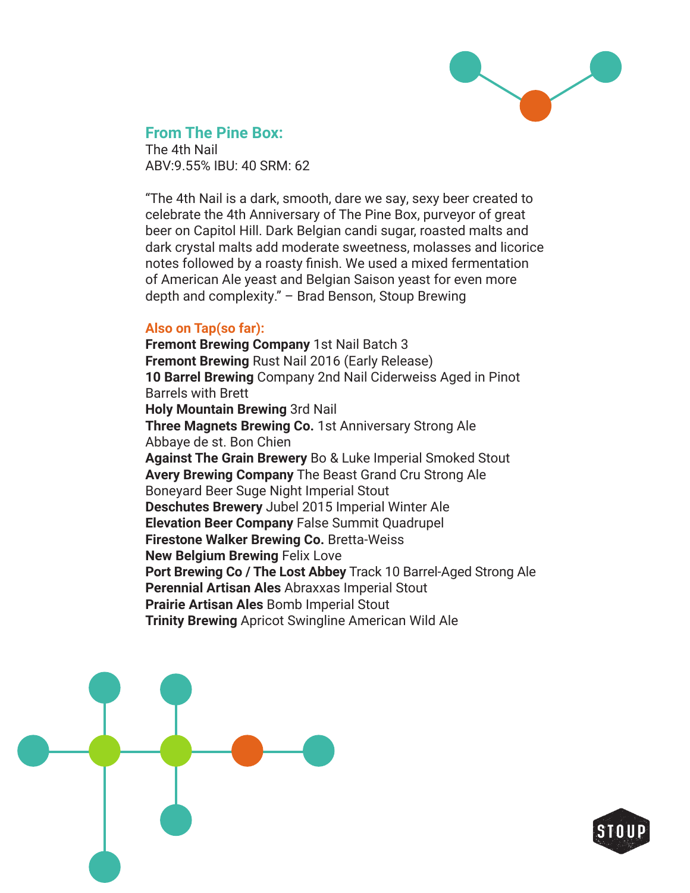## From The Pine Box:

The 4th Nail
ABV:9.55% IBU: 40 SRM: 62

"The 4th Nail is a dark, smooth, dare we say, sexy beer created to celebrate the 4th Anniversary of The Pine Box, purveyor of great beer on Capitol Hill. Dark Belgian candi sugar, roasted malts and dark crystal malts add moderate sweetness, molasses and licorice notes followed by a roasty finish. We used a mixed fermentation of American Ale yeast and Belgian Saison yeast for even more depth and complexity." – Brad Benson, Stoup Brewing

## Also on Tap(so far):

**Fremont Brewing Company** 1st Nail Batch 3
**Fremont Brewing** Rust Nail 2016 (Early Release)
**10 Barrel Brewing** Company 2nd Nail Ciderweiss Aged in Pinot Barrels with Brett
**Holy Mountain Brewing** 3rd Nail
**Three Magnets Brewing Co.** 1st Anniversary Strong Ale
Abbaye de st. Bon Chien
**Against The Grain Brewery** Bo & Luke Imperial Smoked Stout
**Avery Brewing Company** The Beast Grand Cru Strong Ale
Boneyard Beer Suge Night Imperial Stout
**Deschutes Brewery** Jubel 2015 Imperial Winter Ale
**Elevation Beer Company** False Summit Quadrupel
**Firestone Walker Brewing Co.** Bretta-Weiss
**New Belgium Brewing** Felix Love
**Port Brewing Co / The Lost Abbey** Track 10 Barrel-Aged Strong Ale
**Perennial Artisan Ales** Abraxxas Imperial Stout
**Prairie Artisan Ales** Bomb Imperial Stout
**Trinity Brewing** Apricot Swingline American Wild Ale

STOUP